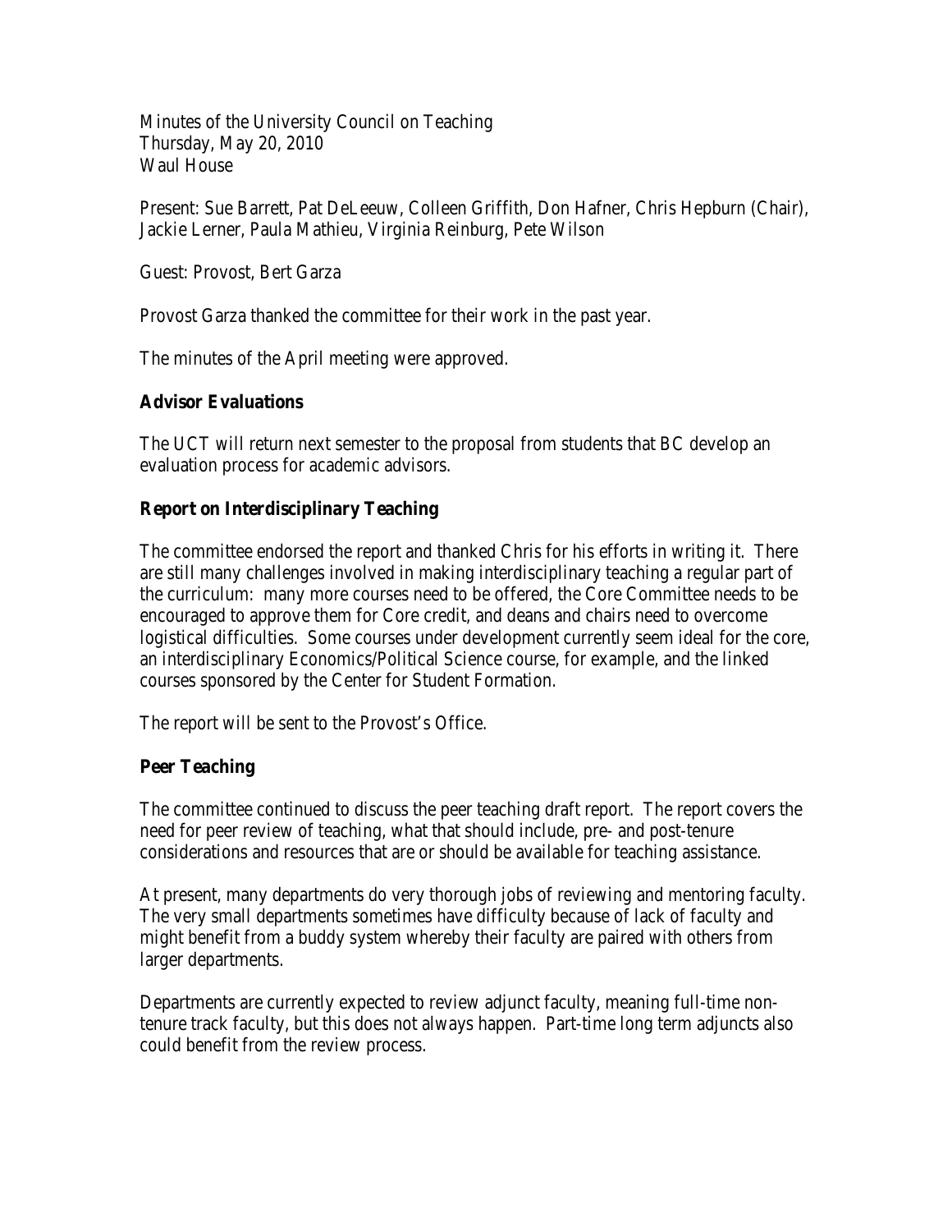Minutes of the University Council on Teaching
Thursday, May 20, 2010
Waul House

Present: Sue Barrett, Pat DeLeeuw, Colleen Griffith, Don Hafner, Chris Hepburn (Chair), Jackie Lerner, Paula Mathieu, Virginia Reinburg, Pete Wilson

Guest: Provost, Bert Garza

Provost Garza thanked the committee for their work in the past year.

The minutes of the April meeting were approved.

## Advisor Evaluations

The UCT will return next semester to the proposal from students that BC develop an evaluation process for academic advisors.

## Report on Interdisciplinary Teaching

The committee endorsed the report and thanked Chris for his efforts in writing it. There are still many challenges involved in making interdisciplinary teaching a regular part of the curriculum: many more courses need to be offered, the Core Committee needs to be encouraged to approve them for Core credit, and deans and chairs need to overcome logistical difficulties. Some courses under development currently seem ideal for the core, an interdisciplinary Economics/Political Science course, for example, and the linked courses sponsored by the Center for Student Formation.

The report will be sent to the Provost's Office.

## Peer Teaching

The committee continued to discuss the peer teaching draft report. The report covers the need for peer review of teaching, what that should include, pre- and post-tenure considerations and resources that are or should be available for teaching assistance.

At present, many departments do very thorough jobs of reviewing and mentoring faculty. The very small departments sometimes have difficulty because of lack of faculty and might benefit from a buddy system whereby their faculty are paired with others from larger departments.

Departments are currently expected to review adjunct faculty, meaning full-time non-tenure track faculty, but this does not always happen. Part-time long term adjuncts also could benefit from the review process.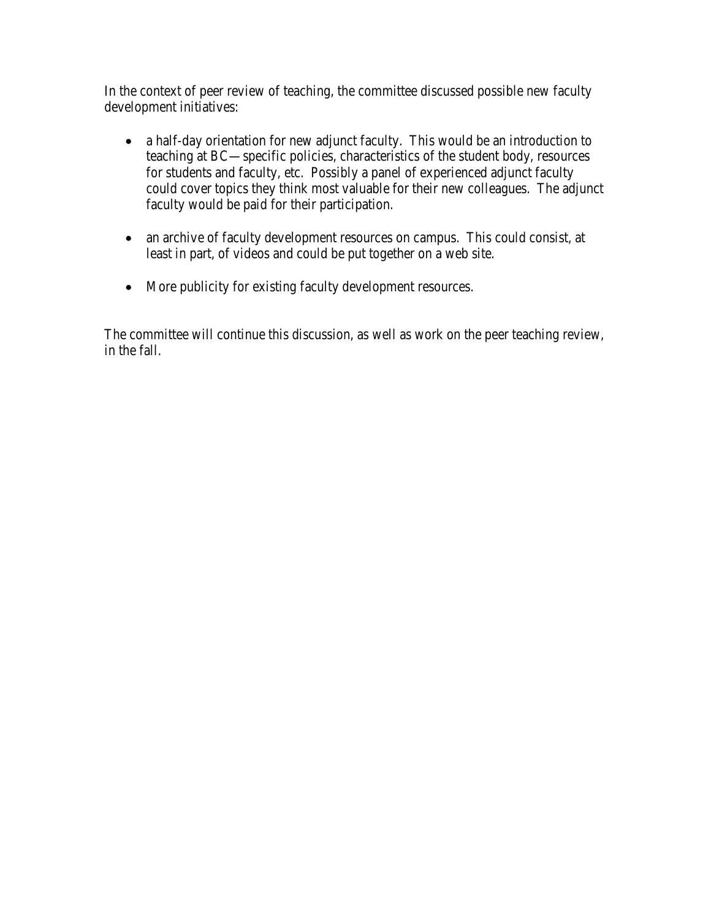In the context of peer review of teaching, the committee discussed possible new faculty development initiatives:

- a half-day orientation for new adjunct faculty. This would be an introduction to teaching at BC—specific policies, characteristics of the student body, resources for students and faculty, etc. Possibly a panel of experienced adjunct faculty could cover topics they think most valuable for their new colleagues. The adjunct faculty would be paid for their participation.

- an archive of faculty development resources on campus. This could consist, at least in part, of videos and could be put together on a web site.

- More publicity for existing faculty development resources.

The committee will continue this discussion, as well as work on the peer teaching review, in the fall.